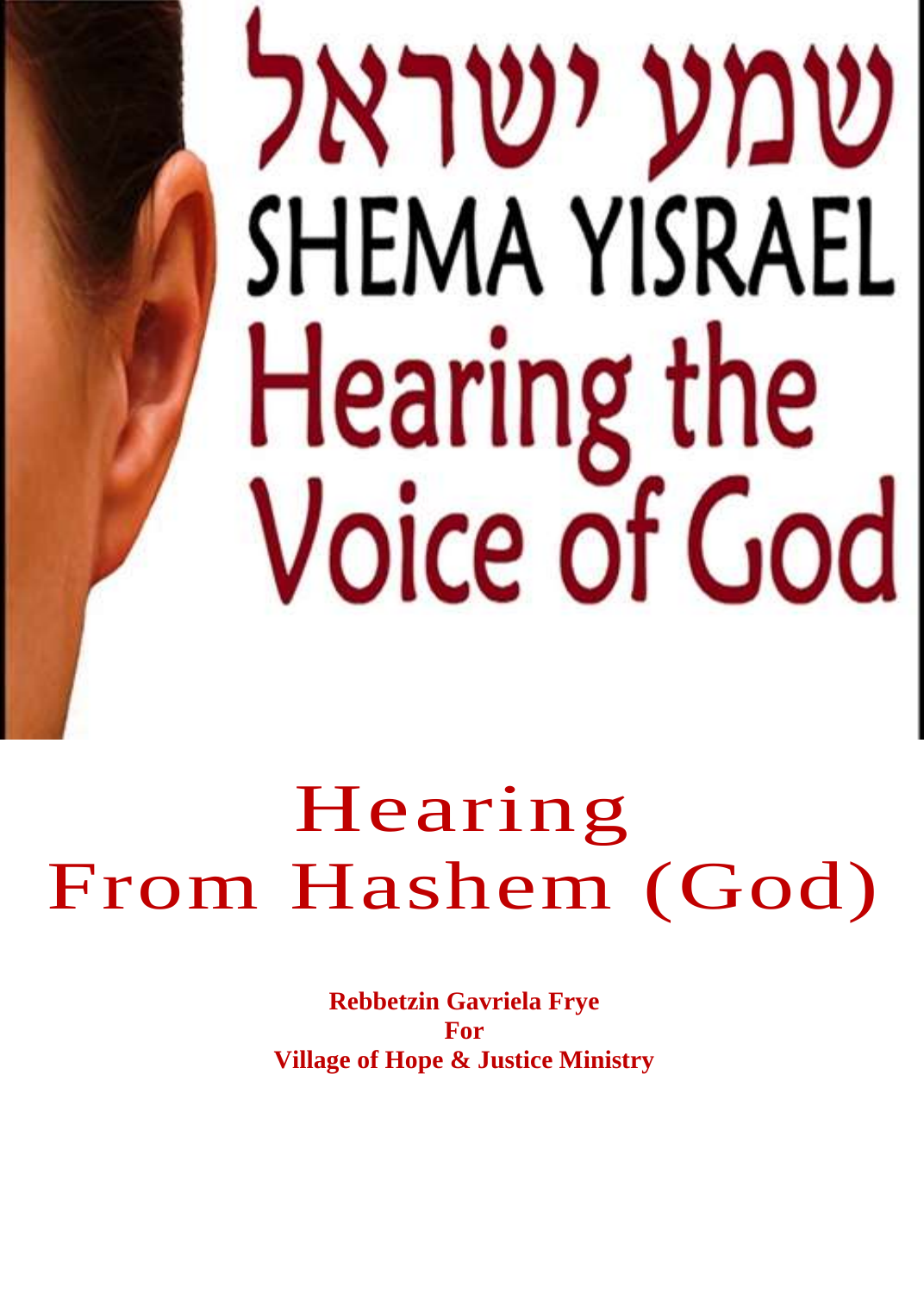שמע ישראל

SHEMA YISRAEL

Hearing the Voice of God

# Hearing From Hashem (God)

**Rebbetzin Gavriela Frye**
**For**
**Village of Hope & Justice Ministry**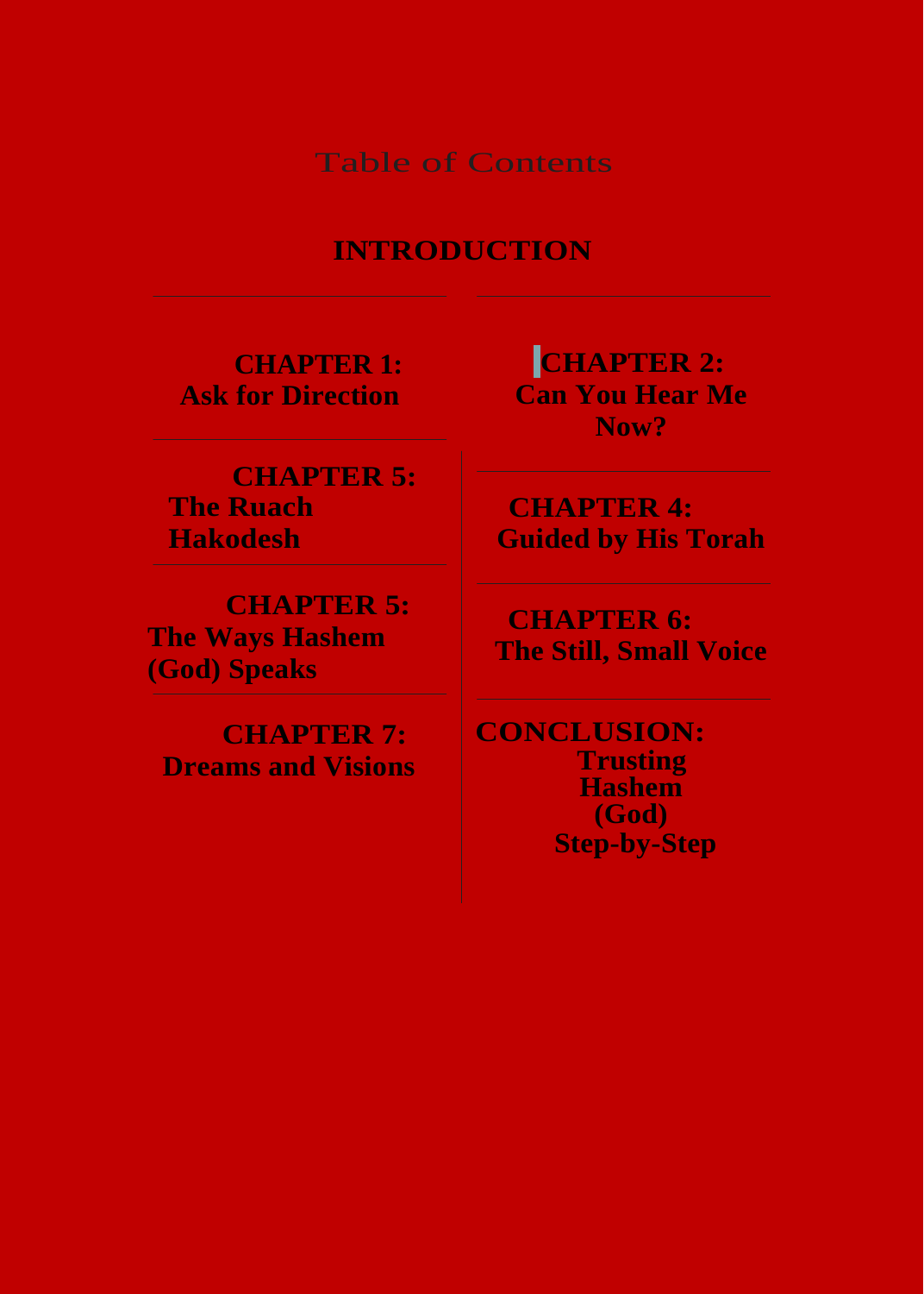# Table of Contents

## INTRODUCTION

**CHAPTER 1:**
**Ask for Direction**

**CHAPTER 2:**
**Can You Hear Me Now?**

**CHAPTER 5:**
**The Ruach Hakodesh**

**CHAPTER 4:**
**Guided by His Torah**

**CHAPTER 5:**
**The Ways Hashem (God) Speaks**

**CHAPTER 6:**
**The Still, Small Voice**

**CHAPTER 7:**
**Dreams and Visions**

**CONCLUSION:**
**Trusting Hashem (God) Step-by-Step**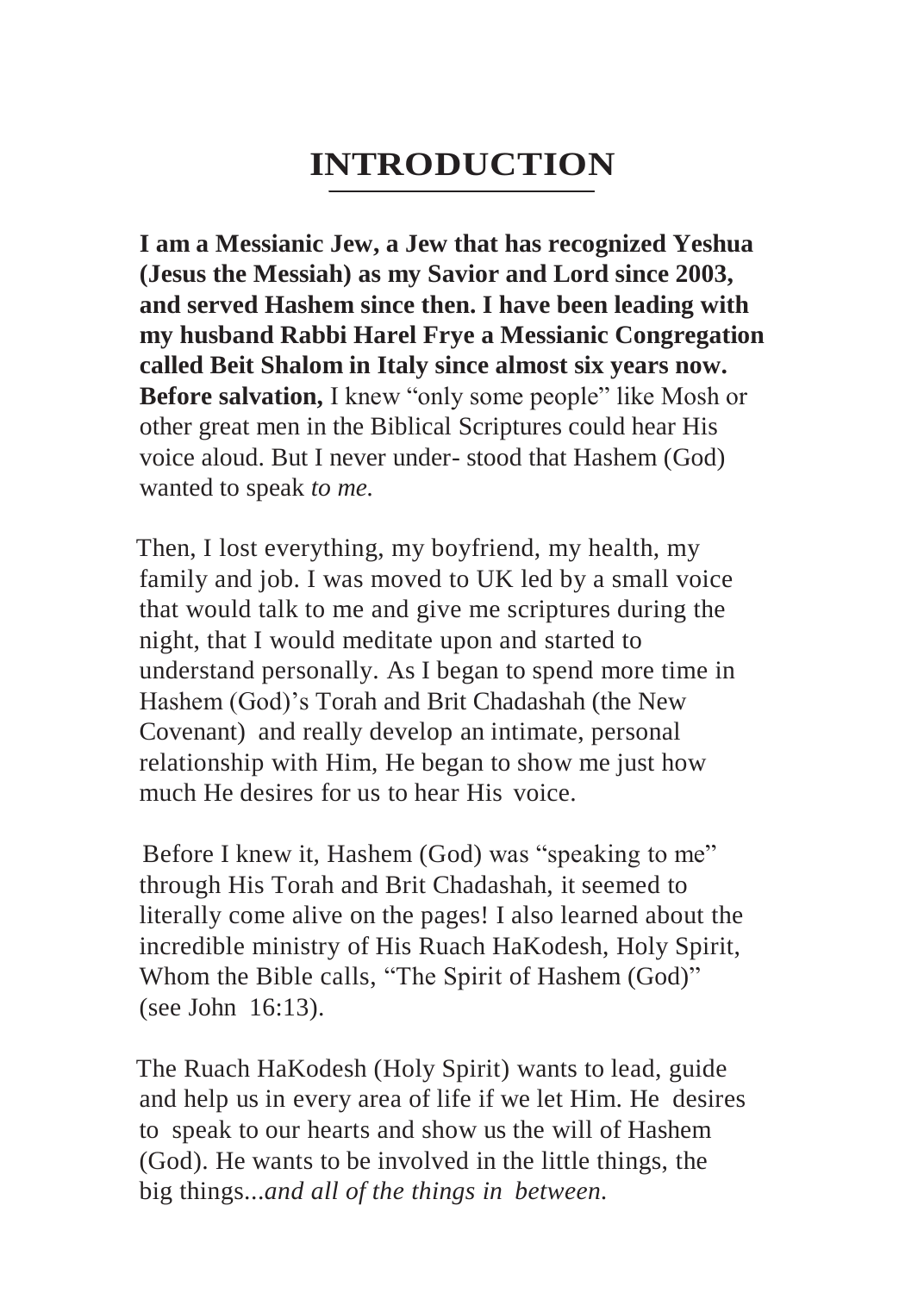# INTRODUCTION

**I am a Messianic Jew, a Jew that has recognized Yeshua (Jesus the Messiah) as my Savior and Lord since 2003, and served Hashem since then. I have been leading with my husband Rabbi Harel Frye a Messianic Congregation called Beit Shalom in Italy since almost six years now. Before salvation,** I knew "only some people" like Mosh or other great men in the Biblical Scriptures could hear His voice aloud. But I never under- stood that Hashem (God) wanted to speak *to me.*

Then, I lost everything, my boyfriend, my health, my family and job. I was moved to UK led by a small voice that would talk to me and give me scriptures during the night, that I would meditate upon and started to understand personally. As I began to spend more time in Hashem (God)'s Torah and Brit Chadashah (the New Covenant) and really develop an intimate, personal relationship with Him, He began to show me just how much He desires for us to hear His voice.

Before I knew it, Hashem (God) was "speaking to me" through His Torah and Brit Chadashah, it seemed to literally come alive on the pages! I also learned about the incredible ministry of His Ruach HaKodesh, Holy Spirit, Whom the Bible calls, "The Spirit of Hashem (God)" (see John 16:13).

The Ruach HaKodesh (Holy Spirit) wants to lead, guide and help us in every area of life if we let Him. He desires to speak to our hearts and show us the will of Hashem (God). He wants to be involved in the little things, the big things...*and all of the things in between.*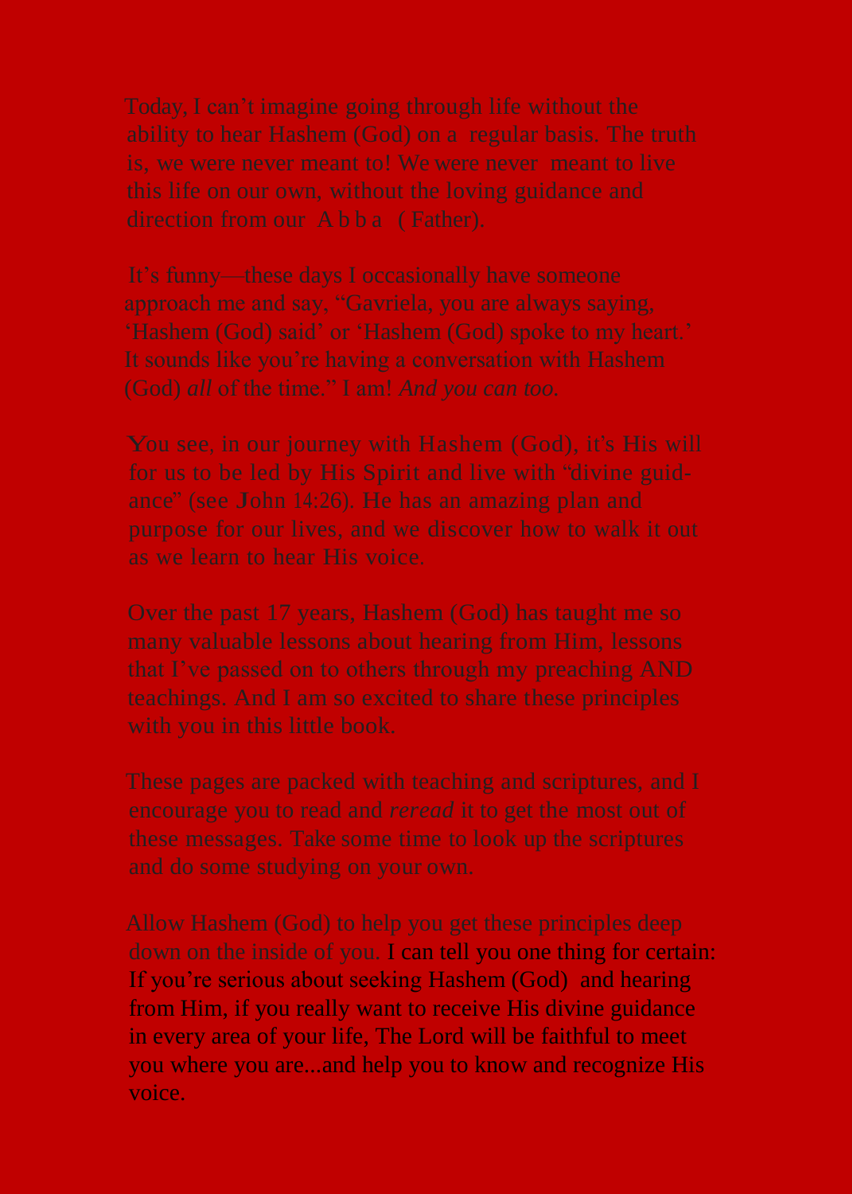Today, I can't imagine going through life without the ability to hear Hashem (God) on a regular basis. The truth is, we were never meant to! We were never meant to live this life on our own, without the loving guidance and direction from our A b b a ( Father).

It's funny—these days I occasionally have someone approach me and say, "Gavriela, you are always saying, 'Hashem (God) said' or 'Hashem (God) spoke to my heart.' It sounds like you're having a conversation with Hashem (God) *all* of the time." I am! *And you can too.*

You see, in our journey with Hashem (God), it's His will for us to be led by His Spirit and live with "divine guidance" (see John 14:26). He has an amazing plan and purpose for our lives, and we discover how to walk it out as we learn to hear His voice.

Over the past 17 years, Hashem (God) has taught me so many valuable lessons about hearing from Him, lessons that I've passed on to others through my preaching AND teachings. And I am so excited to share these principles with you in this little book.

These pages are packed with teaching and scriptures, and I encourage you to read and *reread* it to get the most out of these messages. Take some time to look up the scriptures and do some studying on your own.

Allow Hashem (God) to help you get these principles deep down on the inside of you. I can tell you one thing for certain: If you're serious about seeking Hashem (God) and hearing from Him, if you really want to receive His divine guidance in every area of your life, The Lord will be faithful to meet you where you are...and help you to know and recognize His voice.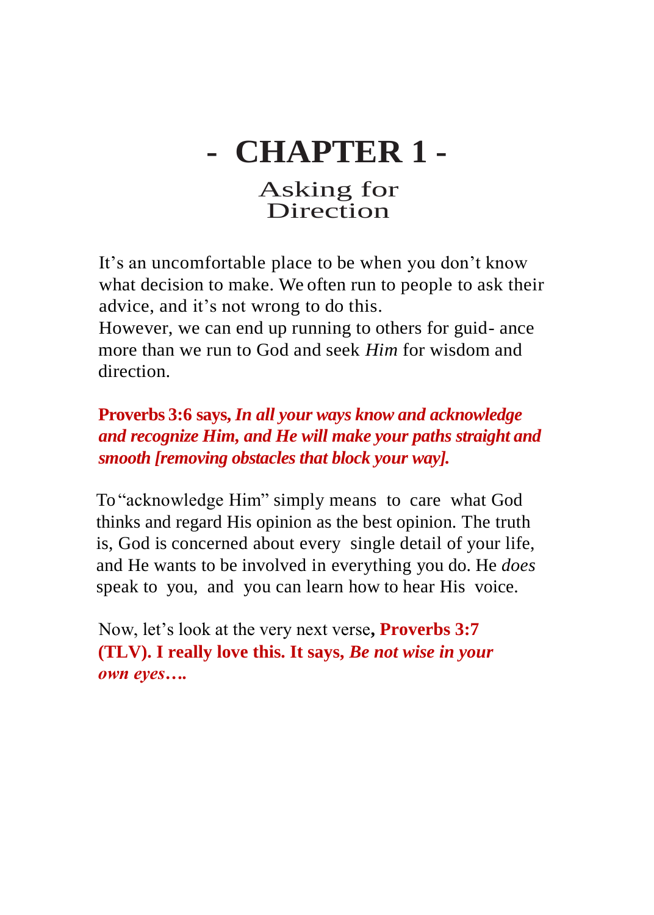# - CHAPTER 1 -

## Asking for Direction

It's an uncomfortable place to be when you don't know what decision to make. We often run to people to ask their advice, and it's not wrong to do this.
However, we can end up running to others for guid- ance more than we run to God and seek *Him* for wisdom and direction.

**Proverbs 3:6 says, *In all your ways know and acknowledge and recognize Him, and He will make your paths straight and smooth [removing obstacles that block your way].***

To "acknowledge Him" simply means to care what God thinks and regard His opinion as the best opinion. The truth is, God is concerned about every single detail of your life, and He wants to be involved in everything you do. He *does* speak to you, and you can learn how to hear His voice.

Now, let's look at the very next verse**, Proverbs 3:7 (TLV). I really love this. It says, *Be not wise in your own eyes….***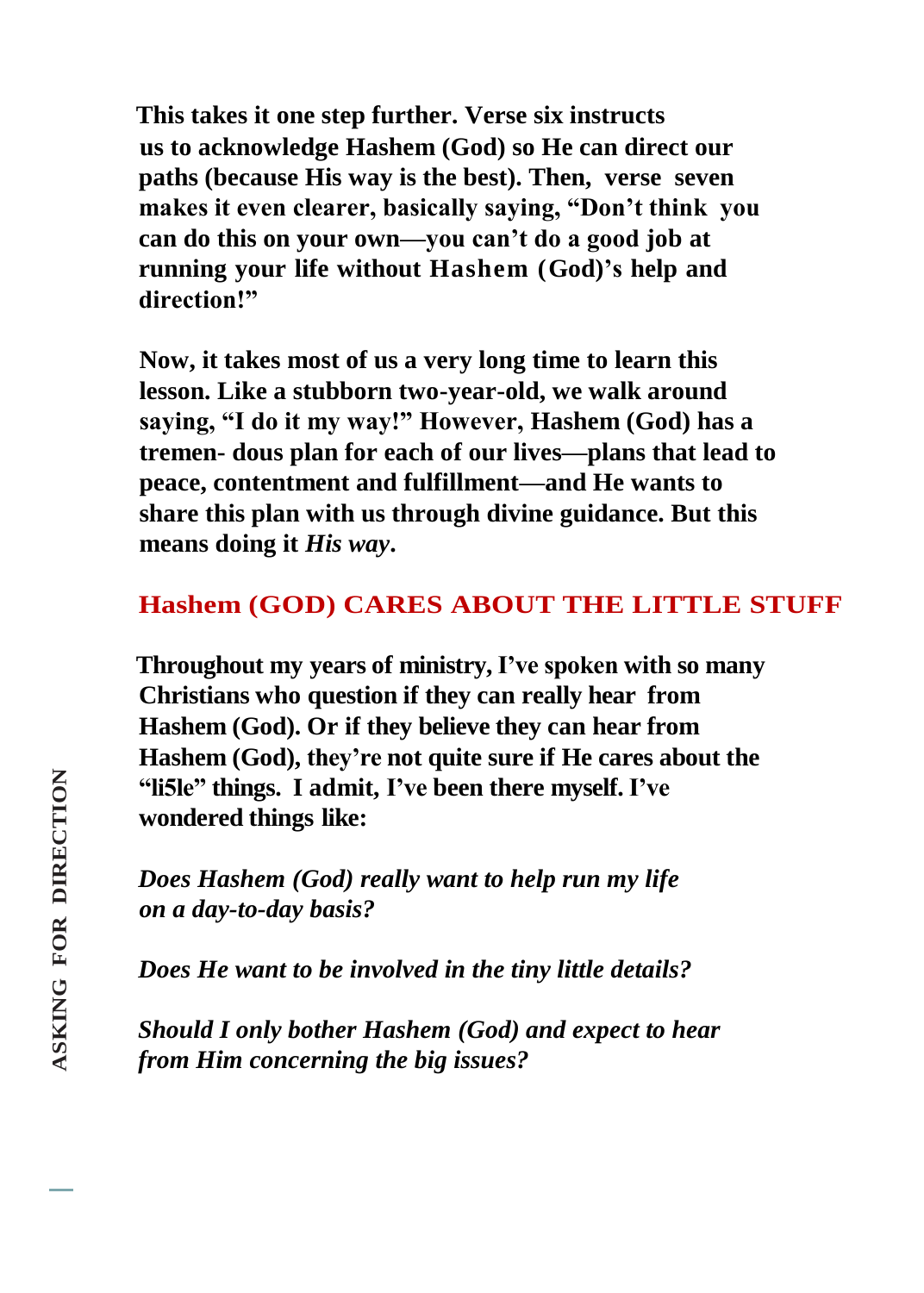This takes it one step further. Verse six instructs us to acknowledge Hashem (God) so He can direct our paths (because His way is the best). Then, verse seven makes it even clearer, basically saying, "Don't think you can do this on your own—you can't do a good job at running your life without Hashem (God)'s help and direction!"

Now, it takes most of us a very long time to learn this lesson. Like a stubborn two-year-old, we walk around saying, "I do it my way!" However, Hashem (God) has a tremen- dous plan for each of our lives—plans that lead to peace, contentment and fulfillment—and He wants to share this plan with us through divine guidance. But this means doing it *His way*.

## Hashem (GOD) CARES ABOUT THE LITTLE STUFF

Throughout my years of ministry, I've spoken with so many Christians who question if they can really hear from Hashem (God). Or if they believe they can hear from Hashem (God), they're not quite sure if He cares about the "li5le" things. I admit, I've been there myself. I've wondered things like:

*Does Hashem (God) really want to help run my life on a day-to-day basis?*

*Does He want to be involved in the tiny little details?*

*Should I only bother Hashem (God) and expect to hear from Him concerning the big issues?*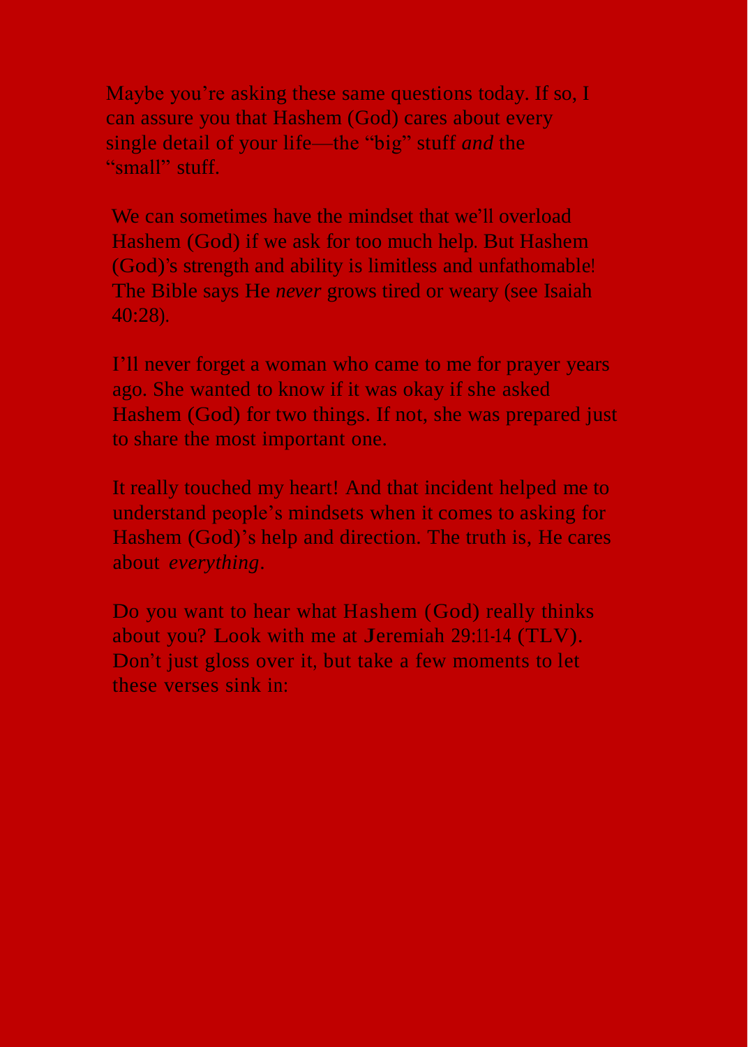Maybe you're asking these same questions today. If so, I can assure you that Hashem (God) cares about every single detail of your life—the "big" stuff *and* the "small" stuff.

We can sometimes have the mindset that we'll overload Hashem (God) if we ask for too much help. But Hashem (God)'s strength and ability is limitless and unfathomable! The Bible says He *never* grows tired or weary (see Isaiah 40:28).

I'll never forget a woman who came to me for prayer years ago. She wanted to know if it was okay if she asked Hashem (God) for two things. If not, she was prepared just to share the most important one.

It really touched my heart! And that incident helped me to understand people's mindsets when it comes to asking for Hashem (God)'s help and direction. The truth is, He cares about *everything*.

Do you want to hear what Hashem (God) really thinks about you? Look with me at Jeremiah 29:11-14 (TLV). Don't just gloss over it, but take a few moments to let these verses sink in: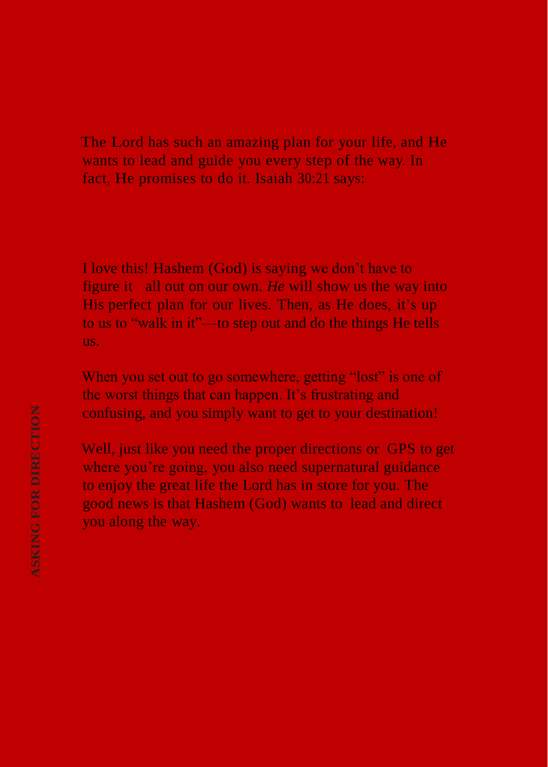## ASKING FOR DIRECTION

The Lord has such an amazing plan for your life, and He wants to lead and guide you every step of the way. In fact, He promises to do it. Isaiah 30:21 says:

I love this! Hashem (God) is saying we don't have to figure it all out on our own. *He* will show us the way into His perfect plan for our lives. Then, as He does, it's up to us to "walk in it"—to step out and do the things He tells us.

When you set out to go somewhere, getting "lost" is one of the worst things that can happen. It's frustrating and confusing, and you simply want to get to your destination!

Well, just like you need the proper directions or GPS to get where you're going, you also need supernatural guidance to enjoy the great life the Lord has in store for you. The good news is that Hashem (God) wants to lead and direct you along the way.